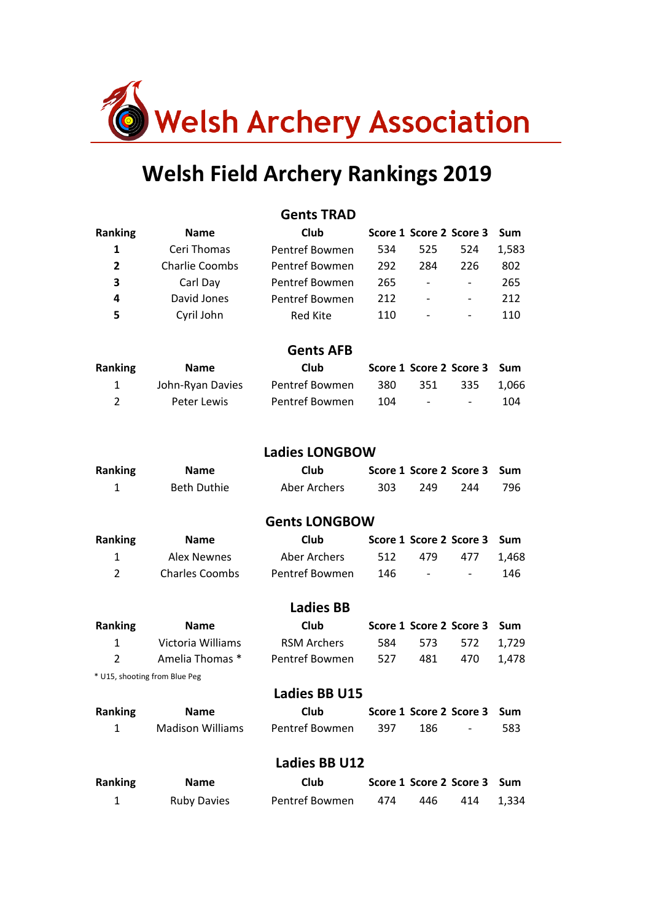# Welsh Archery Association

# Welsh Field Archery Rankings 2019

## Gents TRAD

| Ranking | Name | Club | Score 1 | Score 2 | Score 3 | Sum |
|---|---|---|---|---|---|---|
| **1** | Ceri Thomas | Pentref Bowmen | 534 | 525 | 524 | 1,583 |
| **2** | Charlie Coombs | Pentref Bowmen | 292 | 284 | 226 | 802 |
| **3** | Carl Day | Pentref Bowmen | 265 | - | - | 265 |
| **4** | David Jones | Pentref Bowmen | 212 | - | - | 212 |
| **5** | Cyril John | Red Kite | 110 | - | - | 110 |

## Gents AFB

| Ranking | Name | Club | Score 1 | Score 2 | Score 3 | Sum |
|---|---|---|---|---|---|---|
| 1 | John-Ryan Davies | Pentref Bowmen | 380 | 351 | 335 | 1,066 |
| 2 | Peter Lewis | Pentref Bowmen | 104 | - | - | 104 |

## Ladies LONGBOW

| Ranking | Name | Club | Score 1 | Score 2 | Score 3 | Sum |
|---|---|---|---|---|---|---|
| 1 | Beth Duthie | Aber Archers | 303 | 249 | 244 | 796 |

## Gents LONGBOW

| Ranking | Name | Club | Score 1 | Score 2 | Score 3 | Sum |
|---|---|---|---|---|---|---|
| 1 | Alex Newnes | Aber Archers | 512 | 479 | 477 | 1,468 |
| 2 | Charles Coombs | Pentref Bowmen | 146 | - | - | 146 |

## Ladies BB

| Ranking | Name | Club | Score 1 | Score 2 | Score 3 | Sum |
|---|---|---|---|---|---|---|
| 1 | Victoria Williams | RSM Archers | 584 | 573 | 572 | 1,729 |
| 2 | Amelia Thomas * | Pentref Bowmen | 527 | 481 | 470 | 1,478 |

* U15, shooting from Blue Peg

## Ladies BB U15

| Ranking | Name | Club | Score 1 | Score 2 | Score 3 | Sum |
|---|---|---|---|---|---|---|
| 1 | Madison Williams | Pentref Bowmen | 397 | 186 | - | 583 |

## Ladies BB U12

| Ranking | Name | Club | Score 1 | Score 2 | Score 3 | Sum |
|---|---|---|---|---|---|---|
| 1 | Ruby Davies | Pentref Bowmen | 474 | 446 | 414 | 1,334 |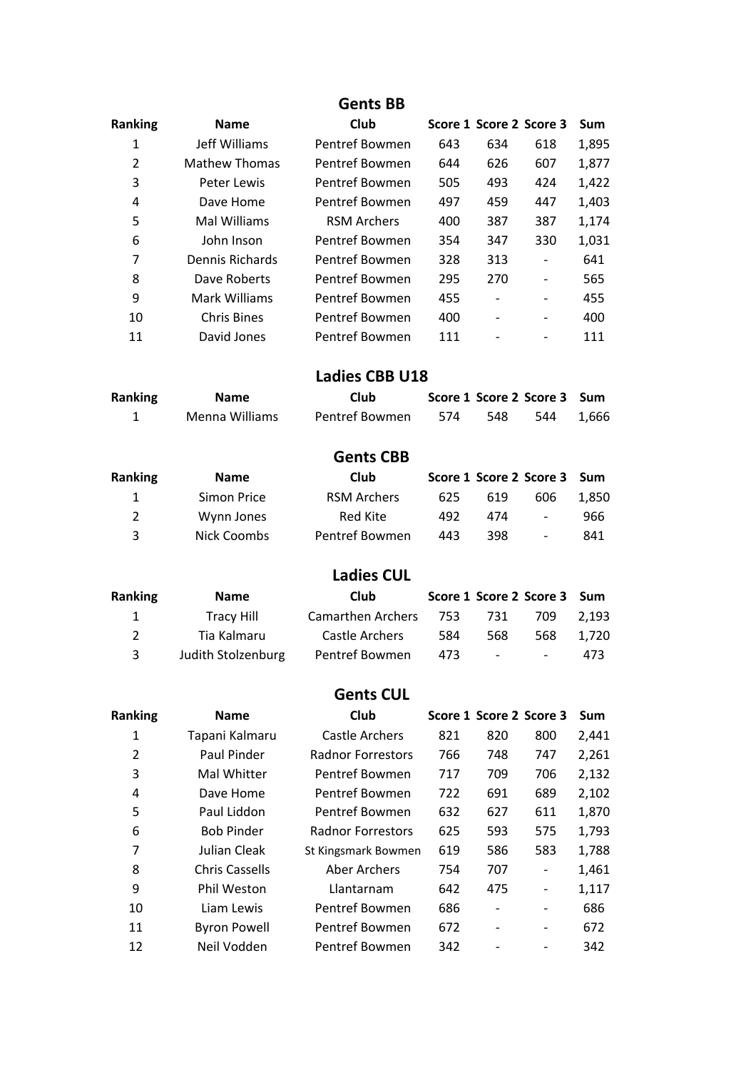## Gents BB

| Ranking | Name | Club | Score 1 | Score 2 | Score 3 | Sum |
|---|---|---|---|---|---|---|
| 1 | Jeff Williams | Pentref Bowmen | 643 | 634 | 618 | 1,895 |
| 2 | Mathew Thomas | Pentref Bowmen | 644 | 626 | 607 | 1,877 |
| 3 | Peter Lewis | Pentref Bowmen | 505 | 493 | 424 | 1,422 |
| 4 | Dave Home | Pentref Bowmen | 497 | 459 | 447 | 1,403 |
| 5 | Mal Williams | RSM Archers | 400 | 387 | 387 | 1,174 |
| 6 | John Inson | Pentref Bowmen | 354 | 347 | 330 | 1,031 |
| 7 | Dennis Richards | Pentref Bowmen | 328 | 313 | - | 641 |
| 8 | Dave Roberts | Pentref Bowmen | 295 | 270 | - | 565 |
| 9 | Mark Williams | Pentref Bowmen | 455 | - | - | 455 |
| 10 | Chris Bines | Pentref Bowmen | 400 | - | - | 400 |
| 11 | David Jones | Pentref Bowmen | 111 | - | - | 111 |

## Ladies CBB U18

| Ranking | Name | Club | Score 1 | Score 2 | Score 3 | Sum |
|---|---|---|---|---|---|---|
| 1 | Menna Williams | Pentref Bowmen | 574 | 548 | 544 | 1,666 |

## Gents CBB

| Ranking | Name | Club | Score 1 | Score 2 | Score 3 | Sum |
|---|---|---|---|---|---|---|
| 1 | Simon Price | RSM Archers | 625 | 619 | 606 | 1,850 |
| 2 | Wynn Jones | Red Kite | 492 | 474 | - | 966 |
| 3 | Nick Coombs | Pentref Bowmen | 443 | 398 | - | 841 |

## Ladies CUL

| Ranking | Name | Club | Score 1 | Score 2 | Score 3 | Sum |
|---|---|---|---|---|---|---|
| 1 | Tracy Hill | Camarthen Archers | 753 | 731 | 709 | 2,193 |
| 2 | Tia Kalmaru | Castle Archers | 584 | 568 | 568 | 1,720 |
| 3 | Judith Stolzenburg | Pentref Bowmen | 473 | - | - | 473 |

## Gents CUL

| Ranking | Name | Club | Score 1 | Score 2 | Score 3 | Sum |
|---|---|---|---|---|---|---|
| 1 | Tapani Kalmaru | Castle Archers | 821 | 820 | 800 | 2,441 |
| 2 | Paul Pinder | Radnor Forrestors | 766 | 748 | 747 | 2,261 |
| 3 | Mal Whitter | Pentref Bowmen | 717 | 709 | 706 | 2,132 |
| 4 | Dave Home | Pentref Bowmen | 722 | 691 | 689 | 2,102 |
| 5 | Paul Liddon | Pentref Bowmen | 632 | 627 | 611 | 1,870 |
| 6 | Bob Pinder | Radnor Forrestors | 625 | 593 | 575 | 1,793 |
| 7 | Julian Cleak | St Kingsmark Bowmen | 619 | 586 | 583 | 1,788 |
| 8 | Chris Cassells | Aber Archers | 754 | 707 | - | 1,461 |
| 9 | Phil Weston | Llantarnam | 642 | 475 | - | 1,117 |
| 10 | Liam Lewis | Pentref Bowmen | 686 | - | - | 686 |
| 11 | Byron Powell | Pentref Bowmen | 672 | - | - | 672 |
| 12 | Neil Vodden | Pentref Bowmen | 342 | - | - | 342 |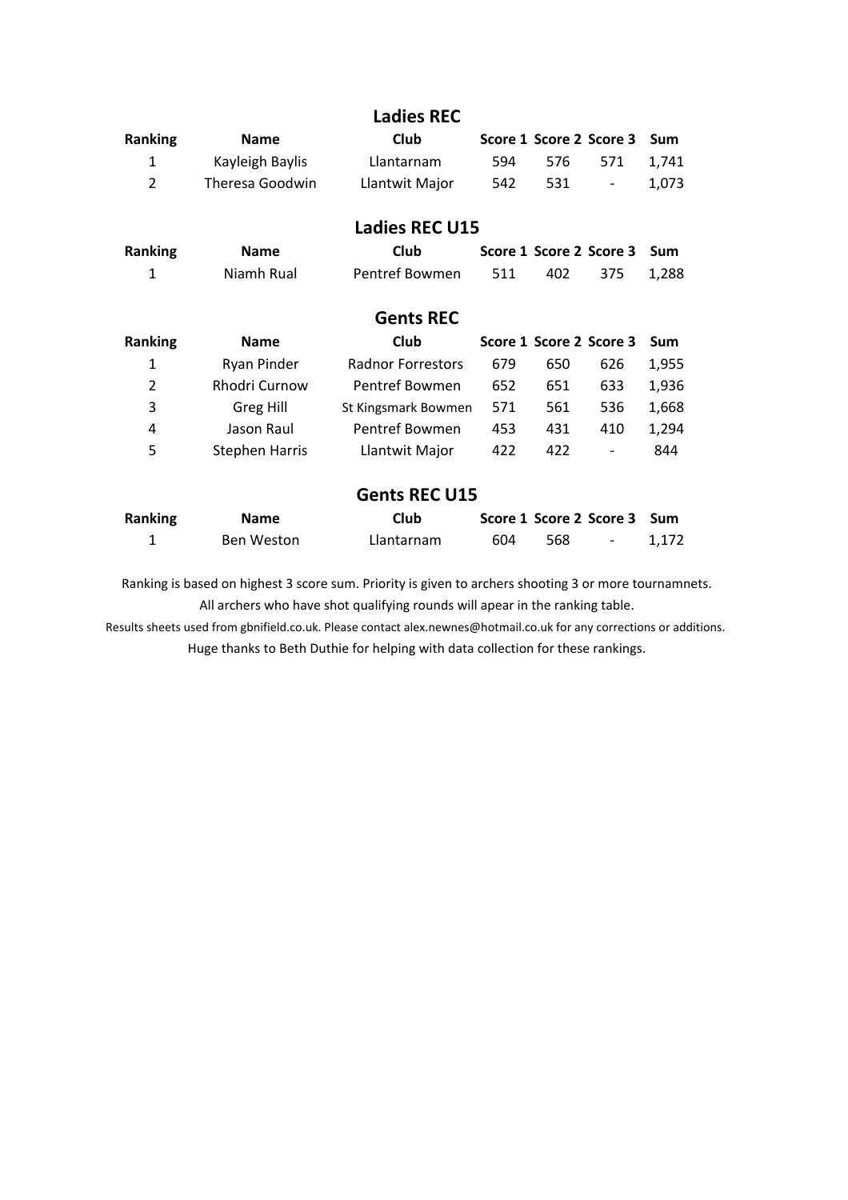## Ladies REC

| Ranking | Name | Club | Score 1 | Score 2 | Score 3 | Sum |
|---|---|---|---|---|---|---|
| 1 | Kayleigh Baylis | Llantarnam | 594 | 576 | 571 | 1,741 |
| 2 | Theresa Goodwin | Llantwit Major | 542 | 531 | - | 1,073 |

## Ladies REC U15

| Ranking | Name | Club | Score 1 | Score 2 | Score 3 | Sum |
|---|---|---|---|---|---|---|
| 1 | Niamh Rual | Pentref Bowmen | 511 | 402 | 375 | 1,288 |

## Gents REC

| Ranking | Name | Club | Score 1 | Score 2 | Score 3 | Sum |
|---|---|---|---|---|---|---|
| 1 | Ryan Pinder | Radnor Forrestors | 679 | 650 | 626 | 1,955 |
| 2 | Rhodri Curnow | Pentref Bowmen | 652 | 651 | 633 | 1,936 |
| 3 | Greg Hill | St Kingsmark Bowmen | 571 | 561 | 536 | 1,668 |
| 4 | Jason Raul | Pentref Bowmen | 453 | 431 | 410 | 1,294 |
| 5 | Stephen Harris | Llantwit Major | 422 | 422 | - | 844 |

## Gents REC U15

| Ranking | Name | Club | Score 1 | Score 2 | Score 3 | Sum |
|---|---|---|---|---|---|---|
| 1 | Ben Weston | Llantarnam | 604 | 568 | - | 1,172 |

Ranking is based on highest 3 score sum. Priority is given to archers shooting 3 or more tournamnets.

All archers who have shot qualifying rounds will apear in the ranking table.

Results sheets used from gbnifield.co.uk. Please contact alex.newnes@hotmail.co.uk for any corrections or additions.

Huge thanks to Beth Duthie for helping with data collection for these rankings.